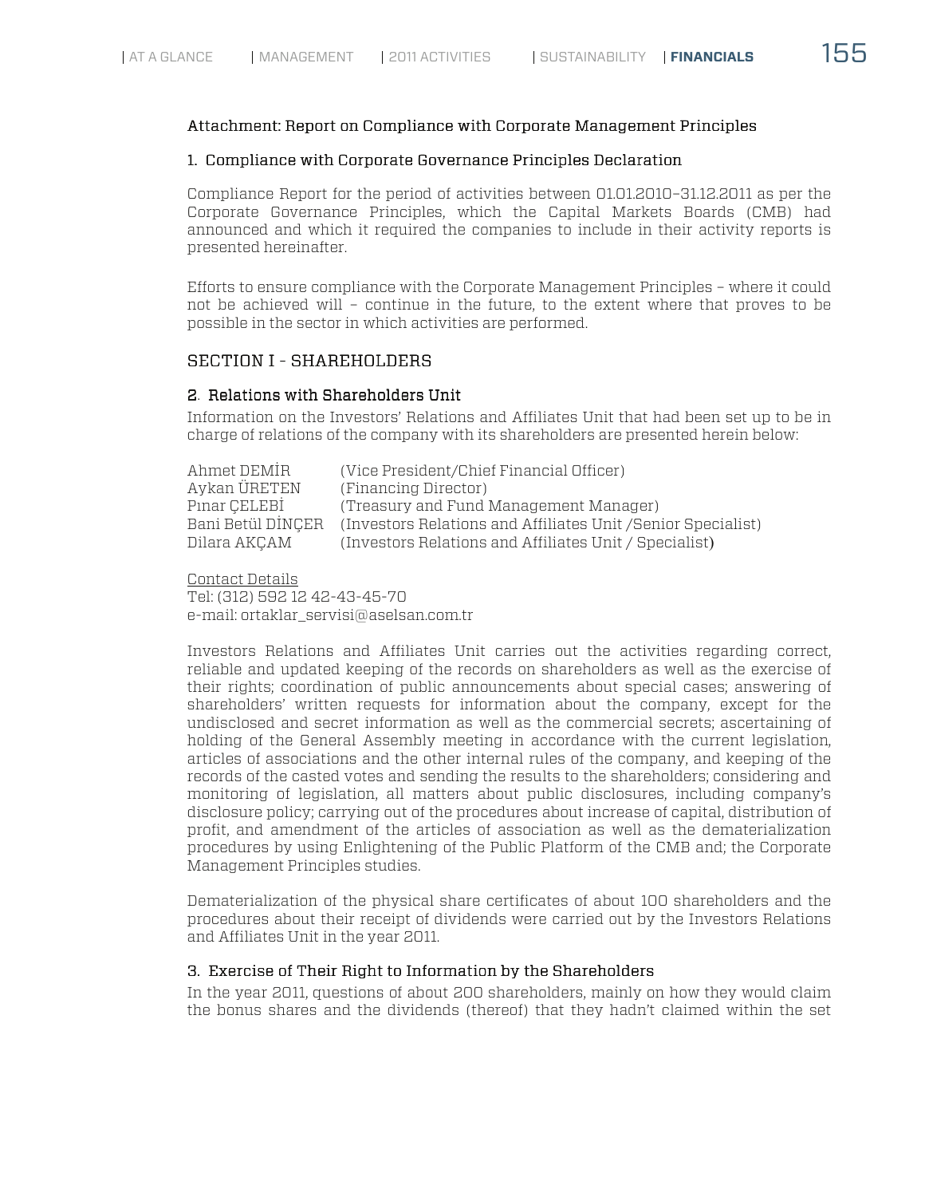## Attachment: Report on Compliance with Corporate Management Principles

### 1. Compliance with Corporate Governance Principles Declaration

Compliance Report for the period of activities between 01.01.2010–31.12.2011 as per the Corporate Governance Principles, which the Capital Markets Boards (CMB) had announced and which it required the companies to include in their activity reports is presented hereinafter.

Efforts to ensure compliance with the Corporate Management Principles – where it could not be achieved will – continue in the future, to the extent where that proves to be possible in the sector in which activities are performed.

## SECTION I - SHAREHOLDERS

### 2. Relations with Shareholders Unit

Information on the Investors' Relations and Affiliates Unit that had been set up to be in charge of relations of the company with its shareholders are presented herein below:

Ahmet DEMİR (Vice President/Chief Financial Officer)
Aykan ÜRETEN (Financing Director)
Pınar ÇELEBİ (Treasury and Fund Management Manager)
Bani Betül DİNÇER (Investors Relations and Affiliates Unit /Senior Specialist)
Dilara AKÇAM (Investors Relations and Affiliates Unit / Specialist)

Contact Details
Tel: (312) 592 12 42-43-45-70
e-mail: ortaklar_servisi@aselsan.com.tr

Investors Relations and Affiliates Unit carries out the activities regarding correct, reliable and updated keeping of the records on shareholders as well as the exercise of their rights; coordination of public announcements about special cases; answering of shareholders' written requests for information about the company, except for the undisclosed and secret information as well as the commercial secrets; ascertaining of holding of the General Assembly meeting in accordance with the current legislation, articles of associations and the other internal rules of the company, and keeping of the records of the casted votes and sending the results to the shareholders; considering and monitoring of legislation, all matters about public disclosures, including company's disclosure policy; carrying out of the procedures about increase of capital, distribution of profit, and amendment of the articles of association as well as the dematerialization procedures by using Enlightening of the Public Platform of the CMB and; the Corporate Management Principles studies.

Dematerialization of the physical share certificates of about 100 shareholders and the procedures about their receipt of dividends were carried out by the Investors Relations and Affiliates Unit in the year 2011.

### 3. Exercise of Their Right to Information by the Shareholders

In the year 2011, questions of about 200 shareholders, mainly on how they would claim the bonus shares and the dividends (thereof) that they hadn't claimed within the set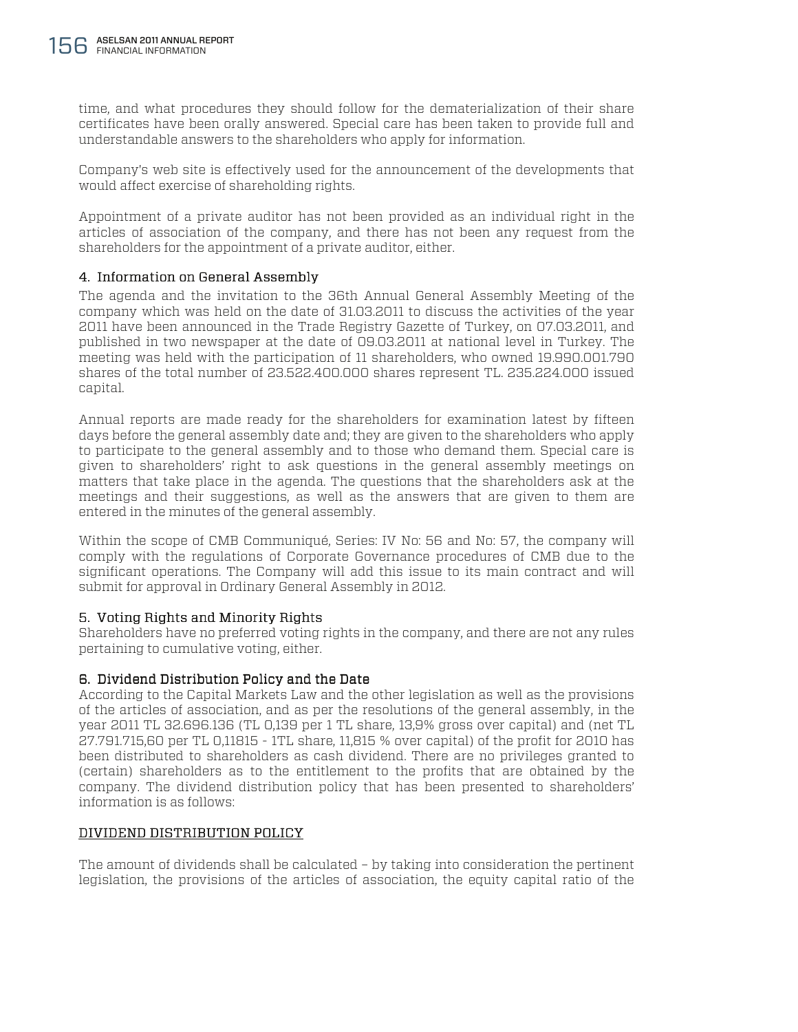time, and what procedures they should follow for the dematerialization of their share certificates have been orally answered. Special care has been taken to provide full and understandable answers to the shareholders who apply for information.

Company's web site is effectively used for the announcement of the developments that would affect exercise of shareholding rights.

Appointment of a private auditor has not been provided as an individual right in the articles of association of the company, and there has not been any request from the shareholders for the appointment of a private auditor, either.

### 4. Information on General Assembly

The agenda and the invitation to the 36th Annual General Assembly Meeting of the company which was held on the date of 31.03.2011 to discuss the activities of the year 2011 have been announced in the Trade Registry Gazette of Turkey, on 07.03.2011, and published in two newspaper at the date of 09.03.2011 at national level in Turkey. The meeting was held with the participation of 11 shareholders, who owned 19.990.001.790 shares of the total number of 23.522.400.000 shares represent TL. 235.224.000 issued capital.

Annual reports are made ready for the shareholders for examination latest by fifteen days before the general assembly date and; they are given to the shareholders who apply to participate to the general assembly and to those who demand them. Special care is given to shareholders' right to ask questions in the general assembly meetings on matters that take place in the agenda. The questions that the shareholders ask at the meetings and their suggestions, as well as the answers that are given to them are entered in the minutes of the general assembly.

Within the scope of CMB Communiqué, Series: IV No: 56 and No: 57, the company will comply with the regulations of Corporate Governance procedures of CMB due to the significant operations. The Company will add this issue to its main contract and will submit for approval in Ordinary General Assembly in 2012.

### 5. Voting Rights and Minority Rights

Shareholders have no preferred voting rights in the company, and there are not any rules pertaining to cumulative voting, either.

### 6. Dividend Distribution Policy and the Date

According to the Capital Markets Law and the other legislation as well as the provisions of the articles of association, and as per the resolutions of the general assembly, in the year 2011 TL 32.696.136 (TL 0,139 per 1 TL share, 13,9% gross over capital) and (net TL 27.791.715,60 per TL 0,11815 - 1TL share, 11,815 % over capital) of the profit for 2010 has been distributed to shareholders as cash dividend. There are no privileges granted to (certain) shareholders as to the entitlement to the profits that are obtained by the company. The dividend distribution policy that has been presented to shareholders' information is as follows:

DIVIDEND DISTRIBUTION POLICY

The amount of dividends shall be calculated – by taking into consideration the pertinent legislation, the provisions of the articles of association, the equity capital ratio of the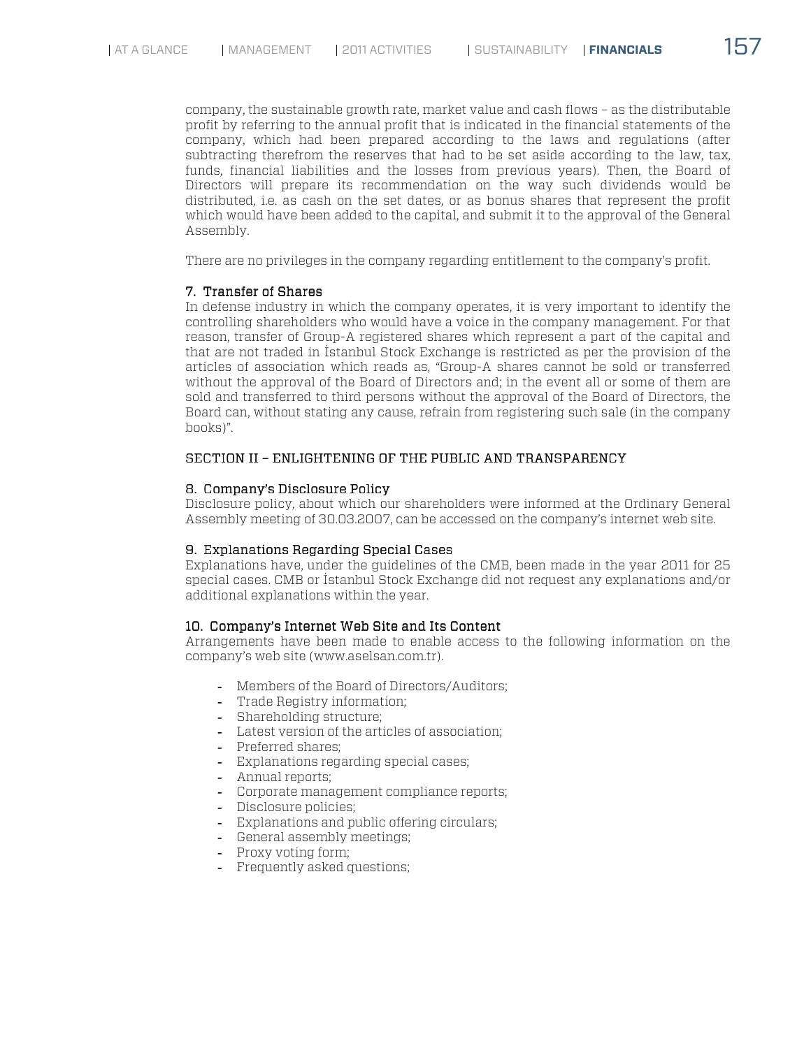company, the sustainable growth rate, market value and cash flows – as the distributable profit by referring to the annual profit that is indicated in the financial statements of the company, which had been prepared according to the laws and regulations (after subtracting therefrom the reserves that had to be set aside according to the law, tax, funds, financial liabilities and the losses from previous years). Then, the Board of Directors will prepare its recommendation on the way such dividends would be distributed, i.e. as cash on the set dates, or as bonus shares that represent the profit which would have been added to the capital, and submit it to the approval of the General Assembly.

There are no privileges in the company regarding entitlement to the company's profit.

### 7. Transfer of Shares

In defense industry in which the company operates, it is very important to identify the controlling shareholders who would have a voice in the company management. For that reason, transfer of Group-A registered shares which represent a part of the capital and that are not traded in İstanbul Stock Exchange is restricted as per the provision of the articles of association which reads as, "Group-A shares cannot be sold or transferred without the approval of the Board of Directors and; in the event all or some of them are sold and transferred to third persons without the approval of the Board of Directors, the Board can, without stating any cause, refrain from registering such sale (in the company books)".

## SECTION II – ENLIGHTENING OF THE PUBLIC AND TRANSPARENCY

### 8. Company's Disclosure Policy

Disclosure policy, about which our shareholders were informed at the Ordinary General Assembly meeting of 30.03.2007, can be accessed on the company's internet web site.

### 9. Explanations Regarding Special Cases

Explanations have, under the guidelines of the CMB, been made in the year 2011 for 25 special cases. CMB or İstanbul Stock Exchange did not request any explanations and/or additional explanations within the year.

### 10. Company's Internet Web Site and Its Content

Arrangements have been made to enable access to the following information on the company's web site (www.aselsan.com.tr).

- Members of the Board of Directors/Auditors;
- Trade Registry information;
- Shareholding structure;
- Latest version of the articles of association;
- Preferred shares;
- Explanations regarding special cases;
- Annual reports;
- Corporate management compliance reports;
- Disclosure policies;
- Explanations and public offering circulars;
- General assembly meetings;
- Proxy voting form;
- Frequently asked questions;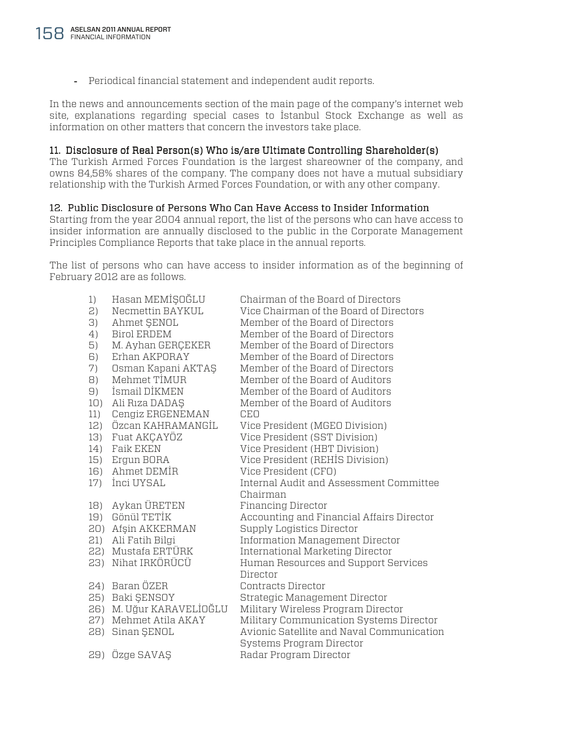- Periodical financial statement and independent audit reports.

In the news and announcements section of the main page of the company's internet web site, explanations regarding special cases to İstanbul Stock Exchange as well as information on other matters that concern the investors take place.

### 11. Disclosure of Real Person(s) Who is/are Ultimate Controlling Shareholder(s)

The Turkish Armed Forces Foundation is the largest shareowner of the company, and owns 84,58% shares of the company. The company does not have a mutual subsidiary relationship with the Turkish Armed Forces Foundation, or with any other company.

### 12. Public Disclosure of Persons Who Can Have Access to Insider Information

Starting from the year 2004 annual report, the list of the persons who can have access to insider information are annually disclosed to the public in the Corporate Management Principles Compliance Reports that take place in the annual reports.

The list of persons who can have access to insider information as of the beginning of February 2012 are as follows.

| | Name | Title |
|---|---|---|
| 1) | Hasan MEMİŞOĞLU | Chairman of the Board of Directors |
| 2) | Necmettin BAYKUL | Vice Chairman of the Board of Directors |
| 3) | Ahmet ŞENOL | Member of the Board of Directors |
| 4) | Birol ERDEM | Member of the Board of Directors |
| 5) | M. Ayhan GERÇEKER | Member of the Board of Directors |
| 6) | Erhan AKPORAY | Member of the Board of Directors |
| 7) | Osman Kapani AKTAŞ | Member of the Board of Directors |
| 8) | Mehmet TİMUR | Member of the Board of Auditors |
| 9) | İsmail DİKMEN | Member of the Board of Auditors |
| 10) | Ali Rıza DADAŞ | Member of the Board of Auditors |
| 11) | Cengiz ERGENEMAN | CEO |
| 12) | Özcan KAHRAMANGİL | Vice President (MGEO Division) |
| 13) | Fuat AKÇAYÖZ | Vice President (SST Division) |
| 14) | Faik EKEN | Vice President (HBT Division) |
| 15) | Ergun BORA | Vice President (REHİS Division) |
| 16) | Ahmet DEMİR | Vice President (CFO) |
| 17) | İnci UYSAL | Internal Audit and Assessment Committee Chairman |
| 18) | Aykan ÜRETEN | Financing Director |
| 19) | Gönül TETİK | Accounting and Financial Affairs Director |
| 20) | Afşin AKKERMAN | Supply Logistics Director |
| 21) | Ali Fatih Bilgi | Information Management Director |
| 22) | Mustafa ERTÜRK | International Marketing Director |
| 23) | Nihat IRKÖRÜCÜ | Human Resources and Support Services Director |
| 24) | Baran ÖZER | Contracts Director |
| 25) | Baki ŞENSOY | Strategic Management Director |
| 26) | M. Uğur KARAVELİOĞLU | Military Wireless Program Director |
| 27) | Mehmet Atila AKAY | Military Communication Systems Director |
| 28) | Sinan ŞENOL | Avionic Satellite and Naval Communication Systems Program Director |
| 29) | Özge SAVAŞ | Radar Program Director |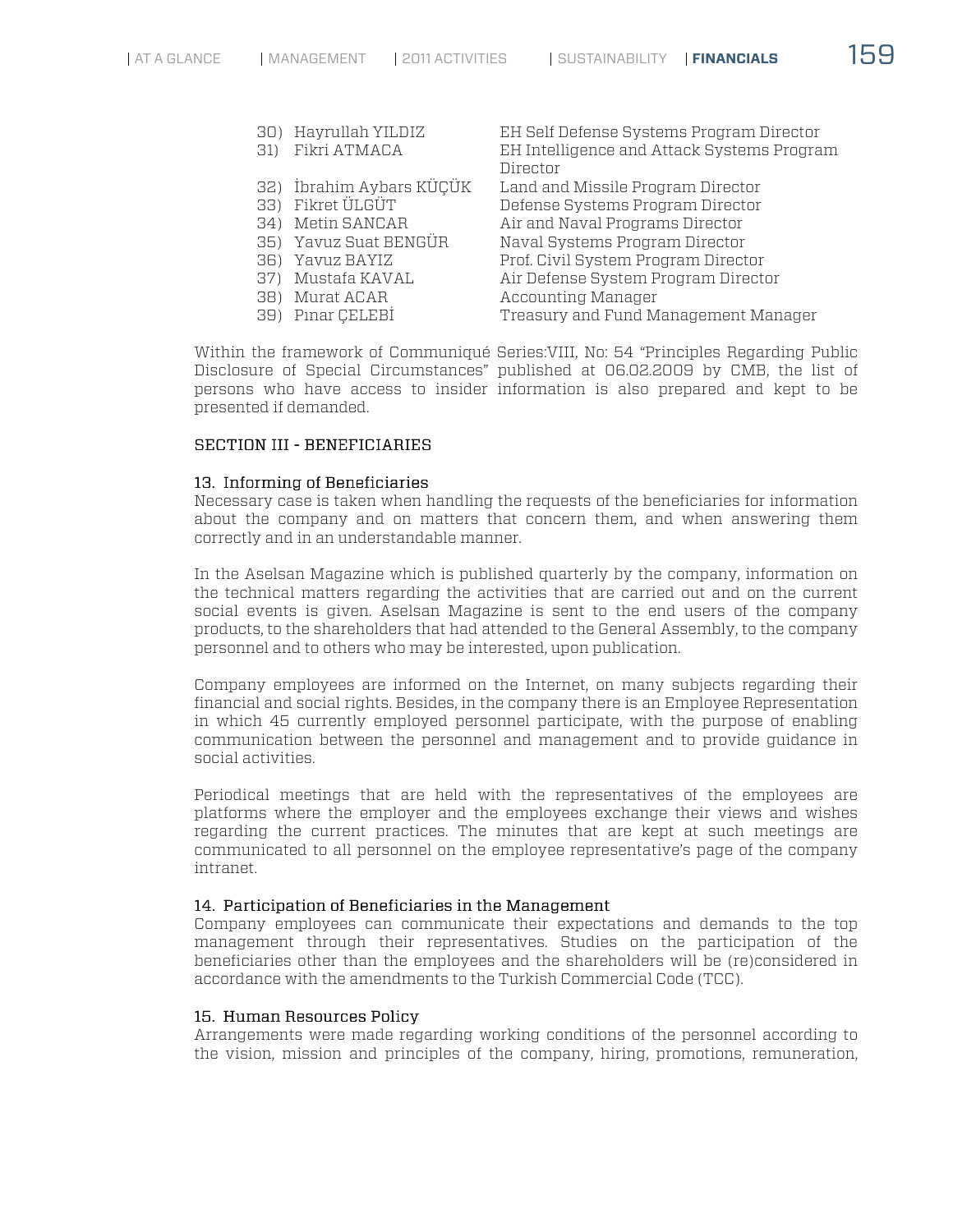| | |
|---|---|
| 30) Hayrullah YILDIZ | EH Self Defense Systems Program Director |
| 31) Fikri ATMACA | EH Intelligence and Attack Systems Program Director |
| 32) İbrahim Aybars KÜÇÜK | Land and Missile Program Director |
| 33) Fikret ÜLGÜT | Defense Systems Program Director |
| 34) Metin SANCAR | Air and Naval Programs Director |
| 35) Yavuz Suat BENGÜR | Naval Systems Program Director |
| 36) Yavuz BAYIZ | Prof. Civil System Program Director |
| 37) Mustafa KAVAL | Air Defense System Program Director |
| 38) Murat ACAR | Accounting Manager |
| 39) Pınar ÇELEBİ | Treasury and Fund Management Manager |

Within the framework of Communiqué Series:VIII, No: 54 "Principles Regarding Public Disclosure of Special Circumstances" published at 06.02.2009 by CMB, the list of persons who have access to insider information is also prepared and kept to be presented if demanded.

## SECTION III - BENEFICIARIES

### 13. Informing of Beneficiaries

Necessary case is taken when handling the requests of the beneficiaries for information about the company and on matters that concern them, and when answering them correctly and in an understandable manner.

In the Aselsan Magazine which is published quarterly by the company, information on the technical matters regarding the activities that are carried out and on the current social events is given. Aselsan Magazine is sent to the end users of the company products, to the shareholders that had attended to the General Assembly, to the company personnel and to others who may be interested, upon publication.

Company employees are informed on the Internet, on many subjects regarding their financial and social rights. Besides, in the company there is an Employee Representation in which 45 currently employed personnel participate, with the purpose of enabling communication between the personnel and management and to provide guidance in social activities.

Periodical meetings that are held with the representatives of the employees are platforms where the employer and the employees exchange their views and wishes regarding the current practices. The minutes that are kept at such meetings are communicated to all personnel on the employee representative's page of the company intranet.

### 14. Participation of Beneficiaries in the Management

Company employees can communicate their expectations and demands to the top management through their representatives. Studies on the participation of the beneficiaries other than the employees and the shareholders will be (re)considered in accordance with the amendments to the Turkish Commercial Code (TCC).

### 15. Human Resources Policy

Arrangements were made regarding working conditions of the personnel according to the vision, mission and principles of the company, hiring, promotions, remuneration,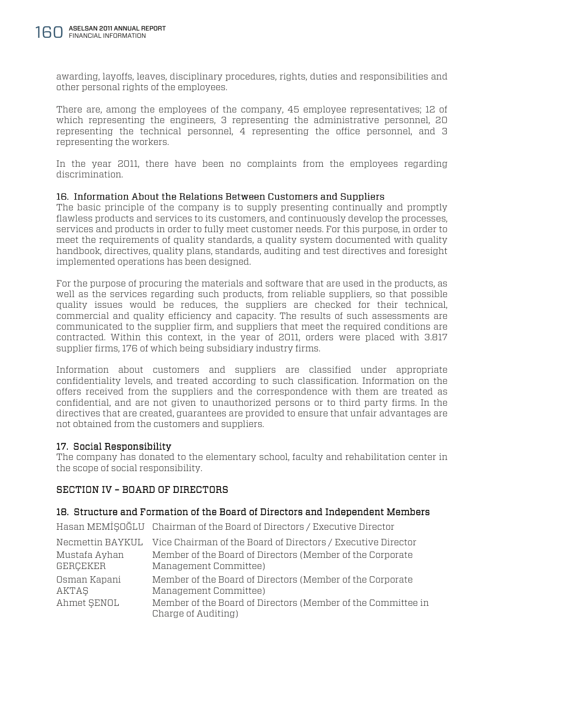awarding, layoffs, leaves, disciplinary procedures, rights, duties and responsibilities and other personal rights of the employees.

There are, among the employees of the company, 45 employee representatives; 12 of which representing the engineers, 3 representing the administrative personnel, 20 representing the technical personnel, 4 representing the office personnel, and 3 representing the workers.

In the year 2011, there have been no complaints from the employees regarding discrimination.

### 16. Information About the Relations Between Customers and Suppliers

The basic principle of the company is to supply presenting continually and promptly flawless products and services to its customers, and continuously develop the processes, services and products in order to fully meet customer needs. For this purpose, in order to meet the requirements of quality standards, a quality system documented with quality handbook, directives, quality plans, standards, auditing and test directives and foresight implemented operations has been designed.

For the purpose of procuring the materials and software that are used in the products, as well as the services regarding such products, from reliable suppliers, so that possible quality issues would be reduces, the suppliers are checked for their technical, commercial and quality efficiency and capacity. The results of such assessments are communicated to the supplier firm, and suppliers that meet the required conditions are contracted. Within this context, in the year of 2011, orders were placed with 3.817 supplier firms, 176 of which being subsidiary industry firms.

Information about customers and suppliers are classified under appropriate confidentiality levels, and treated according to such classification. Information on the offers received from the suppliers and the correspondence with them are treated as confidential, and are not given to unauthorized persons or to third party firms. In the directives that are created, guarantees are provided to ensure that unfair advantages are not obtained from the customers and suppliers.

### 17. Social Responsibility

The company has donated to the elementary school, faculty and rehabilitation center in the scope of social responsibility.

## SECTION IV – BOARD OF DIRECTORS

### 18. Structure and Formation of the Board of Directors and Independent Members

| | |
|---|---|
| Hasan MEMİŞOĞLU | Chairman of the Board of Directors / Executive Director |
| Necmettin BAYKUL | Vice Chairman of the Board of Directors / Executive Director |
| Mustafa Ayhan GERÇEKER | Member of the Board of Directors (Member of the Corporate Management Committee) |
| Osman Kapani AKTAŞ | Member of the Board of Directors (Member of the Corporate Management Committee) |
| Ahmet ŞENOL | Member of the Board of Directors (Member of the Committee in Charge of Auditing) |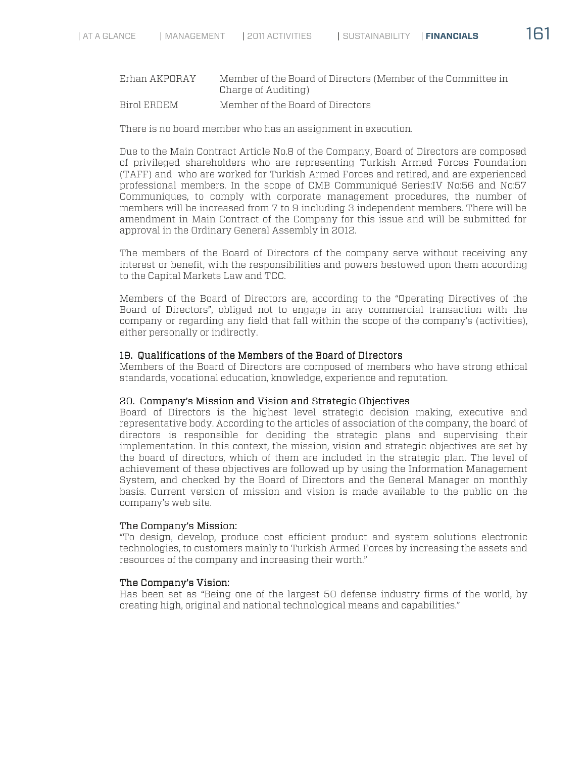| | |
|---|---|
| Erhan AKPORAY | Member of the Board of Directors (Member of the Committee in Charge of Auditing) |
| Birol ERDEM | Member of the Board of Directors |

There is no board member who has an assignment in execution.

Due to the Main Contract Article No.8 of the Company, Board of Directors are composed of privileged shareholders who are representing Turkish Armed Forces Foundation (TAFF) and who are worked for Turkish Armed Forces and retired, and are experienced professional members. In the scope of CMB Communiqué Series:IV No:56 and No:57 Communiques, to comply with corporate management procedures, the number of members will be increased from 7 to 9 including 3 independent members. There will be amendment in Main Contract of the Company for this issue and will be submitted for approval in the Ordinary General Assembly in 2012.

The members of the Board of Directors of the company serve without receiving any interest or benefit, with the responsibilities and powers bestowed upon them according to the Capital Markets Law and TCC.

Members of the Board of Directors are, according to the "Operating Directives of the Board of Directors", obliged not to engage in any commercial transaction with the company or regarding any field that fall within the scope of the company's (activities), either personally or indirectly.

### 19. Qualifications of the Members of the Board of Directors

Members of the Board of Directors are composed of members who have strong ethical standards, vocational education, knowledge, experience and reputation.

### 20. Company's Mission and Vision and Strategic Objectives

Board of Directors is the highest level strategic decision making, executive and representative body. According to the articles of association of the company, the board of directors is responsible for deciding the strategic plans and supervising their implementation. In this context, the mission, vision and strategic objectives are set by the board of directors, which of them are included in the strategic plan. The level of achievement of these objectives are followed up by using the Information Management System, and checked by the Board of Directors and the General Manager on monthly basis. Current version of mission and vision is made available to the public on the company's web site.

#### The Company's Mission:

"To design, develop, produce cost efficient product and system solutions electronic technologies, to customers mainly to Turkish Armed Forces by increasing the assets and resources of the company and increasing their worth."

#### The Company's Vision:

Has been set as "Being one of the largest 50 defense industry firms of the world, by creating high, original and national technological means and capabilities."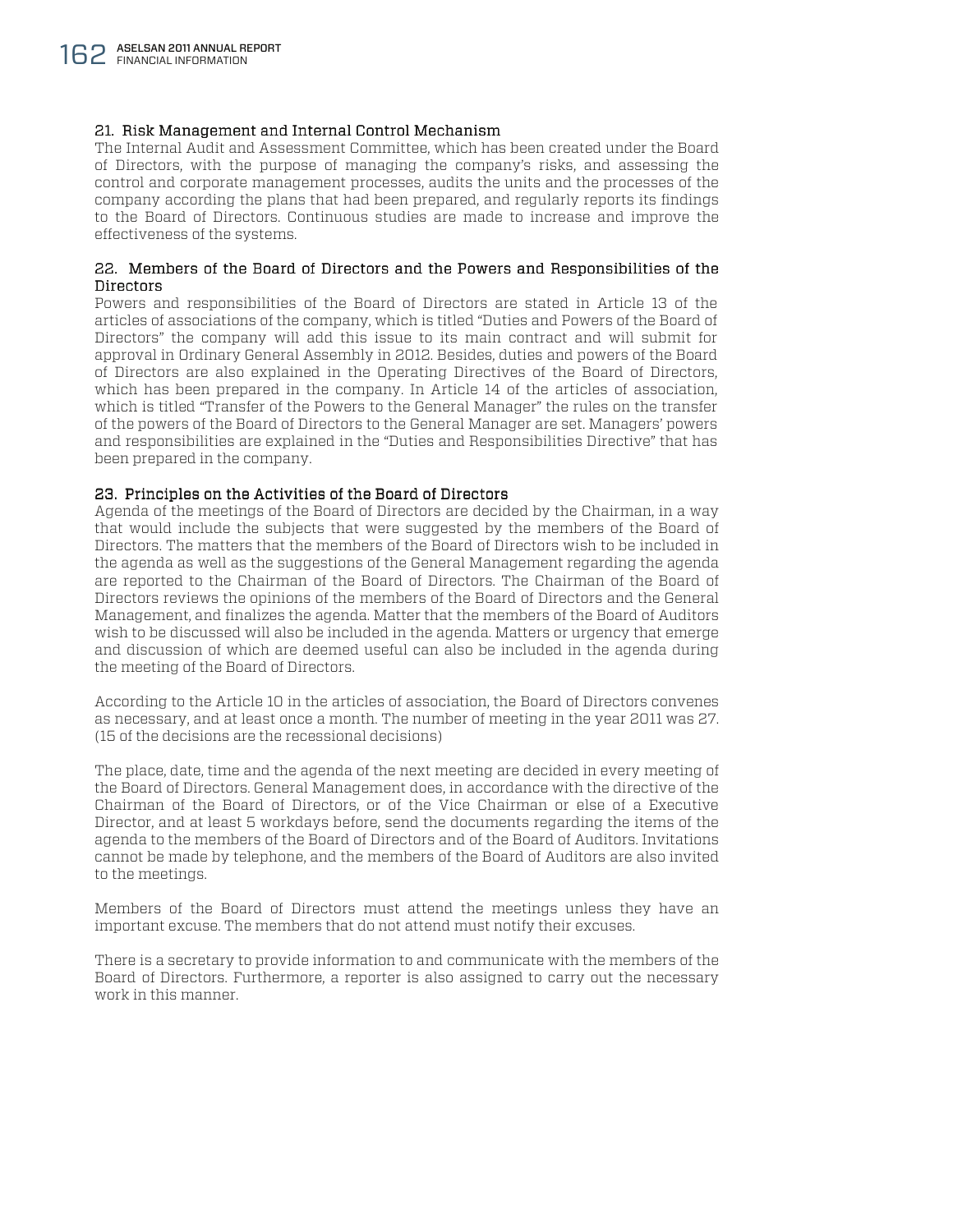### 21. Risk Management and Internal Control Mechanism

The Internal Audit and Assessment Committee, which has been created under the Board of Directors, with the purpose of managing the company's risks, and assessing the control and corporate management processes, audits the units and the processes of the company according the plans that had been prepared, and regularly reports its findings to the Board of Directors. Continuous studies are made to increase and improve the effectiveness of the systems.

### 22. Members of the Board of Directors and the Powers and Responsibilities of the Directors

Powers and responsibilities of the Board of Directors are stated in Article 13 of the articles of associations of the company, which is titled "Duties and Powers of the Board of Directors" the company will add this issue to its main contract and will submit for approval in Ordinary General Assembly in 2012. Besides, duties and powers of the Board of Directors are also explained in the Operating Directives of the Board of Directors, which has been prepared in the company. In Article 14 of the articles of association, which is titled "Transfer of the Powers to the General Manager" the rules on the transfer of the powers of the Board of Directors to the General Manager are set. Managers' powers and responsibilities are explained in the "Duties and Responsibilities Directive" that has been prepared in the company.

### 23. Principles on the Activities of the Board of Directors

Agenda of the meetings of the Board of Directors are decided by the Chairman, in a way that would include the subjects that were suggested by the members of the Board of Directors. The matters that the members of the Board of Directors wish to be included in the agenda as well as the suggestions of the General Management regarding the agenda are reported to the Chairman of the Board of Directors. The Chairman of the Board of Directors reviews the opinions of the members of the Board of Directors and the General Management, and finalizes the agenda. Matter that the members of the Board of Auditors wish to be discussed will also be included in the agenda. Matters or urgency that emerge and discussion of which are deemed useful can also be included in the agenda during the meeting of the Board of Directors.

According to the Article 10 in the articles of association, the Board of Directors convenes as necessary, and at least once a month. The number of meeting in the year 2011 was 27. (15 of the decisions are the recessional decisions)

The place, date, time and the agenda of the next meeting are decided in every meeting of the Board of Directors. General Management does, in accordance with the directive of the Chairman of the Board of Directors, or of the Vice Chairman or else of a Executive Director, and at least 5 workdays before, send the documents regarding the items of the agenda to the members of the Board of Directors and of the Board of Auditors. Invitations cannot be made by telephone, and the members of the Board of Auditors are also invited to the meetings.

Members of the Board of Directors must attend the meetings unless they have an important excuse. The members that do not attend must notify their excuses.

There is a secretary to provide information to and communicate with the members of the Board of Directors. Furthermore, a reporter is also assigned to carry out the necessary work in this manner.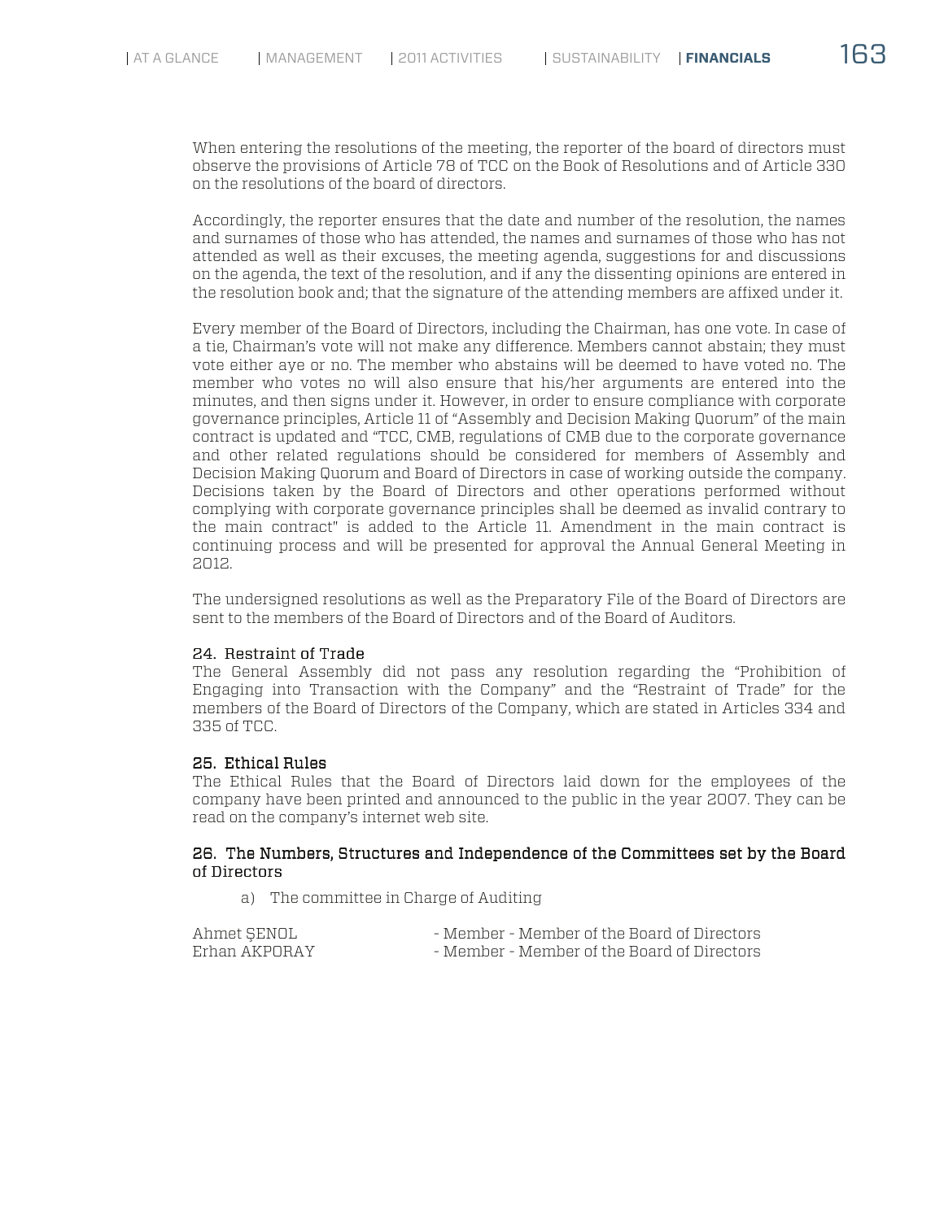When entering the resolutions of the meeting, the reporter of the board of directors must observe the provisions of Article 78 of TCC on the Book of Resolutions and of Article 330 on the resolutions of the board of directors.

Accordingly, the reporter ensures that the date and number of the resolution, the names and surnames of those who has attended, the names and surnames of those who has not attended as well as their excuses, the meeting agenda, suggestions for and discussions on the agenda, the text of the resolution, and if any the dissenting opinions are entered in the resolution book and; that the signature of the attending members are affixed under it.

Every member of the Board of Directors, including the Chairman, has one vote. In case of a tie, Chairman's vote will not make any difference. Members cannot abstain; they must vote either aye or no. The member who abstains will be deemed to have voted no. The member who votes no will also ensure that his/her arguments are entered into the minutes, and then signs under it. However, in order to ensure compliance with corporate governance principles, Article 11 of "Assembly and Decision Making Quorum" of the main contract is updated and "TCC, CMB, regulations of CMB due to the corporate governance and other related regulations should be considered for members of Assembly and Decision Making Quorum and Board of Directors in case of working outside the company. Decisions taken by the Board of Directors and other operations performed without complying with corporate governance principles shall be deemed as invalid contrary to the main contract" is added to the Article 11. Amendment in the main contract is continuing process and will be presented for approval the Annual General Meeting in 2012.

The undersigned resolutions as well as the Preparatory File of the Board of Directors are sent to the members of the Board of Directors and of the Board of Auditors.

### 24. Restraint of Trade

The General Assembly did not pass any resolution regarding the "Prohibition of Engaging into Transaction with the Company" and the "Restraint of Trade" for the members of the Board of Directors of the Company, which are stated in Articles 334 and 335 of TCC.

### 25. Ethical Rules

The Ethical Rules that the Board of Directors laid down for the employees of the company have been printed and announced to the public in the year 2007. They can be read on the company's internet web site.

### 26. The Numbers, Structures and Independence of the Committees set by the Board of Directors

a) The committee in Charge of Auditing

| | |
|---|---|
| Ahmet ŞENOL | - Member - Member of the Board of Directors |
| Erhan AKPORAY | - Member - Member of the Board of Directors |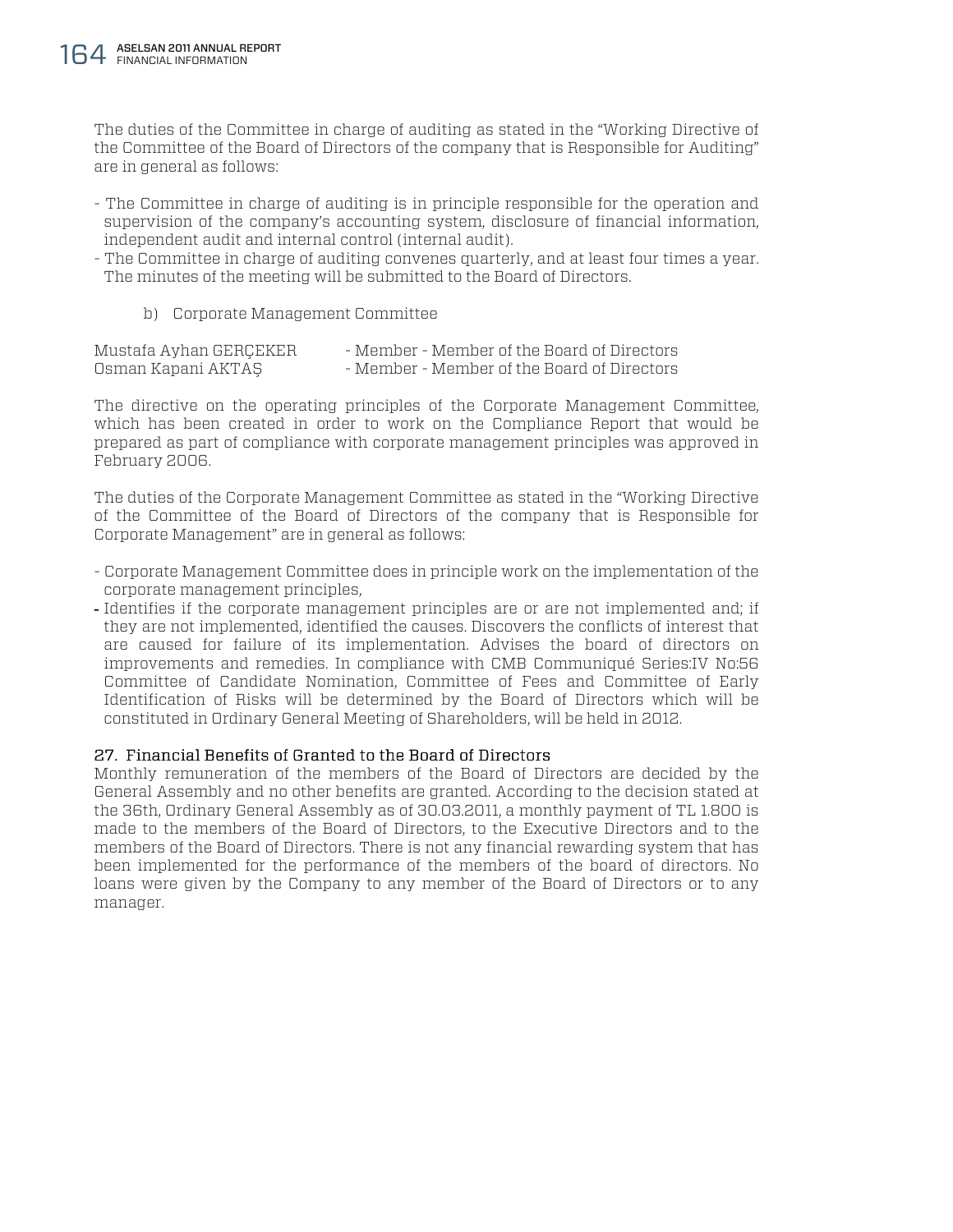The duties of the Committee in charge of auditing as stated in the "Working Directive of the Committee of the Board of Directors of the company that is Responsible for Auditing" are in general as follows:

- The Committee in charge of auditing is in principle responsible for the operation and supervision of the company's accounting system, disclosure of financial information, independent audit and internal control (internal audit).
- The Committee in charge of auditing convenes quarterly, and at least four times a year. The minutes of the meeting will be submitted to the Board of Directors.

b) Corporate Management Committee

| | |
|---|---|
| Mustafa Ayhan GERÇEKER | - Member - Member of the Board of Directors |
| Osman Kapani AKTAŞ | - Member - Member of the Board of Directors |

The directive on the operating principles of the Corporate Management Committee, which has been created in order to work on the Compliance Report that would be prepared as part of compliance with corporate management principles was approved in February 2006.

The duties of the Corporate Management Committee as stated in the "Working Directive of the Committee of the Board of Directors of the company that is Responsible for Corporate Management" are in general as follows:

- Corporate Management Committee does in principle work on the implementation of the corporate management principles,
- Identifies if the corporate management principles are or are not implemented and; if they are not implemented, identified the causes. Discovers the conflicts of interest that are caused for failure of its implementation. Advises the board of directors on improvements and remedies. In compliance with CMB Communiqué Series:IV No:56 Committee of Candidate Nomination, Committee of Fees and Committee of Early Identification of Risks will be determined by the Board of Directors which will be constituted in Ordinary General Meeting of Shareholders, will be held in 2012.

## 27. Financial Benefits of Granted to the Board of Directors

Monthly remuneration of the members of the Board of Directors are decided by the General Assembly and no other benefits are granted. According to the decision stated at the 36th, Ordinary General Assembly as of 30.03.2011, a monthly payment of TL 1.800 is made to the members of the Board of Directors, to the Executive Directors and to the members of the Board of Directors. There is not any financial rewarding system that has been implemented for the performance of the members of the board of directors. No loans were given by the Company to any member of the Board of Directors or to any manager.